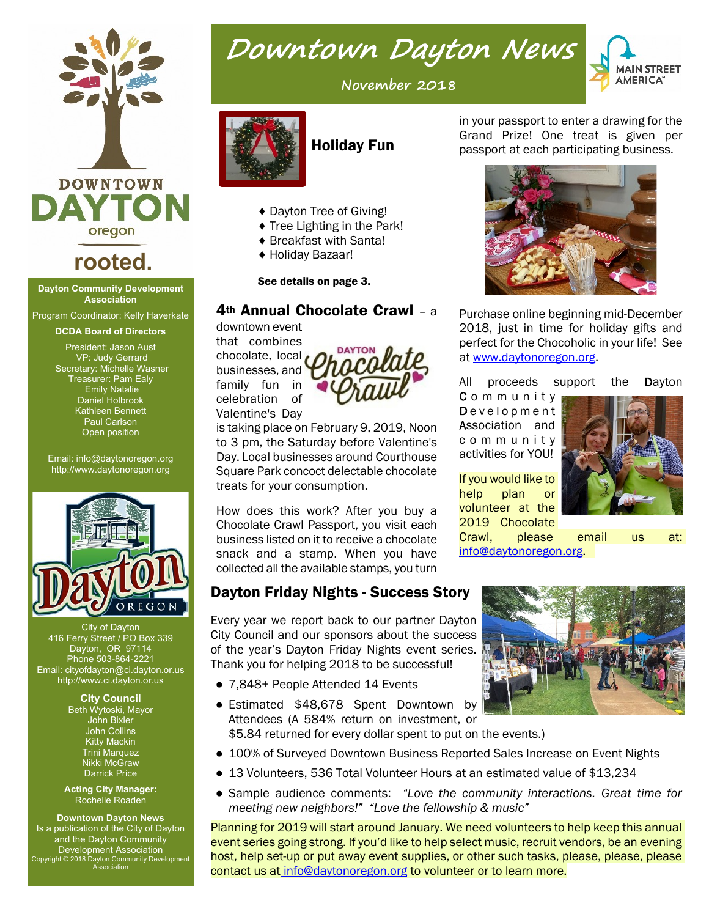# Downtown Dayton News

**November 2018**

## Holiday Fun

- Dayton Tree of Giving!
- Tree Lighting in the Park!
- Breakfast with Santa!
- Holiday Bazaar!

**See details on page 3.**

## 4th Annual Chocolate Crawl – a downtown event

that combines chocolate, local businesses, and family fun in celebration of Valentine's Day is taking place on February 9, 2019, Noon to 3 pm, the Saturday before Valentine's Day. Local businesses around Courthouse Square Park concoct delectable chocolate treats for your consumption.

How does this work? After you buy a Chocolate Crawl Passport, you visit each business listed on it to receive a chocolate snack and a stamp. When you have collected all the available stamps, you turn in your passport to enter a drawing for the Grand Prize! One treat is given per passport at each participating business.

Purchase online beginning mid-December 2018, just in time for holiday gifts and perfect for the Chocoholic in your life! See at www.daytonoregon.org.

All proceeds support the Dayton Community Development Association and community activities for YOU!

If you would like to help plan or volunteer at the 2019 Chocolate Crawl, please email us at: info@daytonoregon.org.

## Dayton Friday Nights - Success Story

Every year we report back to our partner Dayton City Council and our sponsors about the success of the year's Dayton Friday Nights event series. Thank you for helping 2018 to be successful!

- 7,848+ People Attended 14 Events
- Estimated $48,678 Spent Downtown by Attendees (A 584% return on investment, or $5.84 returned for every dollar spent to put on the events.)
- 100% of Surveyed Downtown Business Reported Sales Increase on Event Nights
- 13 Volunteers, 536 Total Volunteer Hours at an estimated value of $13,234
- Sample audience comments: *"Love the community interactions. Great time for meeting new neighbors!" "Love the fellowship & music"*

Planning for 2019 will start around January. We need volunteers to help keep this annual event series going strong. If you'd like to help select music, recruit vendors, be an evening host, help set-up or put away event supplies, or other such tasks, please, please, please contact us at info@daytonoregon.org to volunteer or to learn more.

---

DOWNTOWN DAYTON oregon

rooted.

**Dayton Community Development Association**

Program Coordinator: Kelly Haverkate

**DCDA Board of Directors**

President: Jason Aust
VP: Judy Gerrard
Secretary: Michelle Wasner
Treasurer: Pam Ealy
Emily Natalie
Daniel Holbrook
Kathleen Bennett
Paul Carlson
Open position

Email: info@daytonoregon.org
http://www.daytonoregon.org

City of Dayton
416 Ferry Street / PO Box 339
Dayton, OR 97114
Phone 503-864-2221
Email: cityofdayton@ci.dayton.or.us
http://www.ci.dayton.or.us

**City Council**

Beth Wytoski, Mayor
John Bixler
John Collins
Kitty Mackin
Trini Marquez
Nikki McGraw
Darrick Price

**Acting City Manager:**
Rochelle Roaden

**Downtown Dayton News**
Is a publication of the City of Dayton and the Dayton Community Development Association
Copyright © 2018 Dayton Community Development Association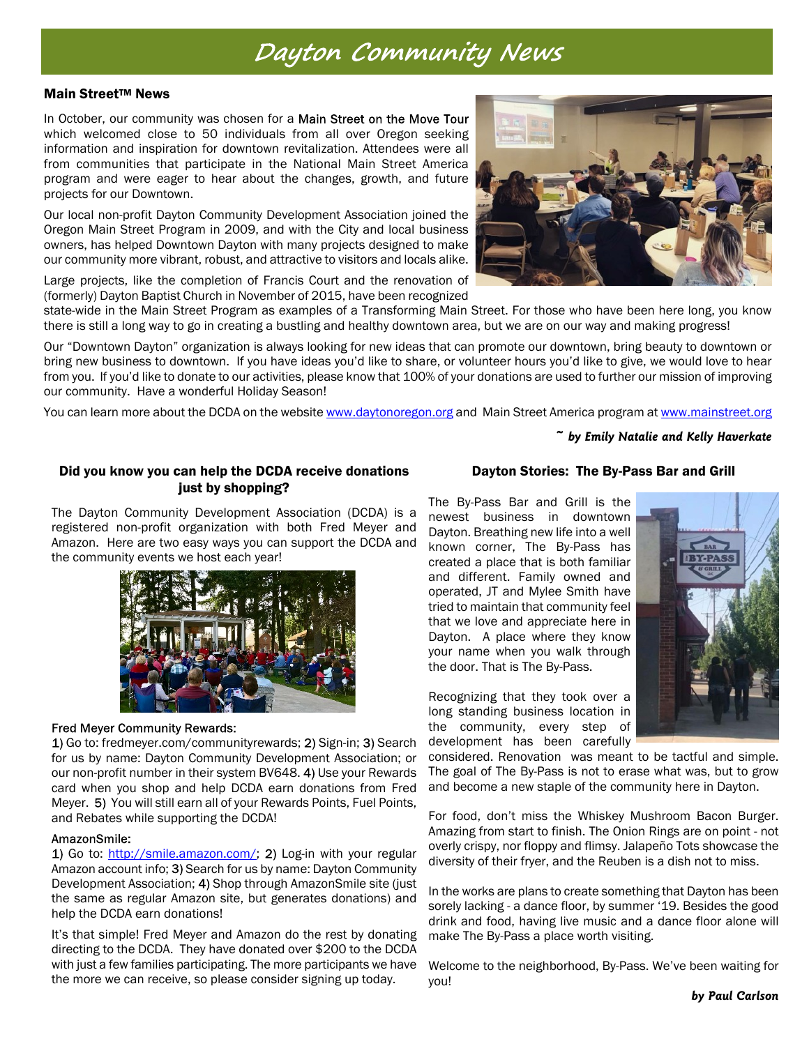# Dayton Community News

## Main Street™ News

In October, our community was chosen for a Main Street on the Move Tour which welcomed close to 50 individuals from all over Oregon seeking information and inspiration for downtown revitalization. Attendees were all from communities that participate in the National Main Street America program and were eager to hear about the changes, growth, and future projects for our Downtown.

Our local non-profit Dayton Community Development Association joined the Oregon Main Street Program in 2009, and with the City and local business owners, has helped Downtown Dayton with many projects designed to make our community more vibrant, robust, and attractive to visitors and locals alike.

Large projects, like the completion of Francis Court and the renovation of (formerly) Dayton Baptist Church in November of 2015, have been recognized state-wide in the Main Street Program as examples of a Transforming Main Street. For those who have been here long, you know there is still a long way to go in creating a bustling and healthy downtown area, but we are on our way and making progress!

Our "Downtown Dayton" organization is always looking for new ideas that can promote our downtown, bring beauty to downtown or bring new business to downtown. If you have ideas you'd like to share, or volunteer hours you'd like to give, we would love to hear from you. If you'd like to donate to our activities, please know that 100% of your donations are used to further our mission of improving our community. Have a wonderful Holiday Season!

You can learn more about the DCDA on the website www.daytonoregon.org and Main Street America program at www.mainstreet.org

*~ by Emily Natalie and Kelly Haverkate*

### Did you know you can help the DCDA receive donations just by shopping?

The Dayton Community Development Association (DCDA) is a registered non-profit organization with both Fred Meyer and Amazon. Here are two easy ways you can support the DCDA and the community events we host each year!

**Fred Meyer Community Rewards:**

1) Go to: fredmeyer.com/communityrewards; 2) Sign-in; 3) Search for us by name: Dayton Community Development Association; or our non-profit number in their system BV648. 4) Use your Rewards card when you shop and help DCDA earn donations from Fred Meyer. 5) You will still earn all of your Rewards Points, Fuel Points, and Rebates while supporting the DCDA!

**AmazonSmile:**

1) Go to: http://smile.amazon.com/; 2) Log-in with your regular Amazon account info; 3) Search for us by name: Dayton Community Development Association; 4) Shop through AmazonSmile site (just the same as regular Amazon site, but generates donations) and help the DCDA earn donations!

It's that simple! Fred Meyer and Amazon do the rest by donating directing to the DCDA. They have donated over $200 to the DCDA with just a few families participating. The more participants we have the more we can receive, so please consider signing up today.

### Dayton Stories: The By-Pass Bar and Grill

The By-Pass Bar and Grill is the newest business in downtown Dayton. Breathing new life into a well known corner, The By-Pass has created a place that is both familiar and different. Family owned and operated, JT and Mylee Smith have tried to maintain that community feel that we love and appreciate here in Dayton. A place where they know your name when you walk through the door. That is The By-Pass.

Recognizing that they took over a long standing business location in the community, every step of development has been carefully considered. Renovation was meant to be tactful and simple. The goal of The By-Pass is not to erase what was, but to grow and become a new staple of the community here in Dayton.

For food, don't miss the Whiskey Mushroom Bacon Burger. Amazing from start to finish. The Onion Rings are on point - not overly crispy, nor floppy and flimsy. Jalapeño Tots showcase the diversity of their fryer, and the Reuben is a dish not to miss.

In the works are plans to create something that Dayton has been sorely lacking - a dance floor, by summer '19. Besides the good drink and food, having live music and a dance floor alone will make The By-Pass a place worth visiting.

Welcome to the neighborhood, By-Pass. We've been waiting for you!

*by Paul Carlson*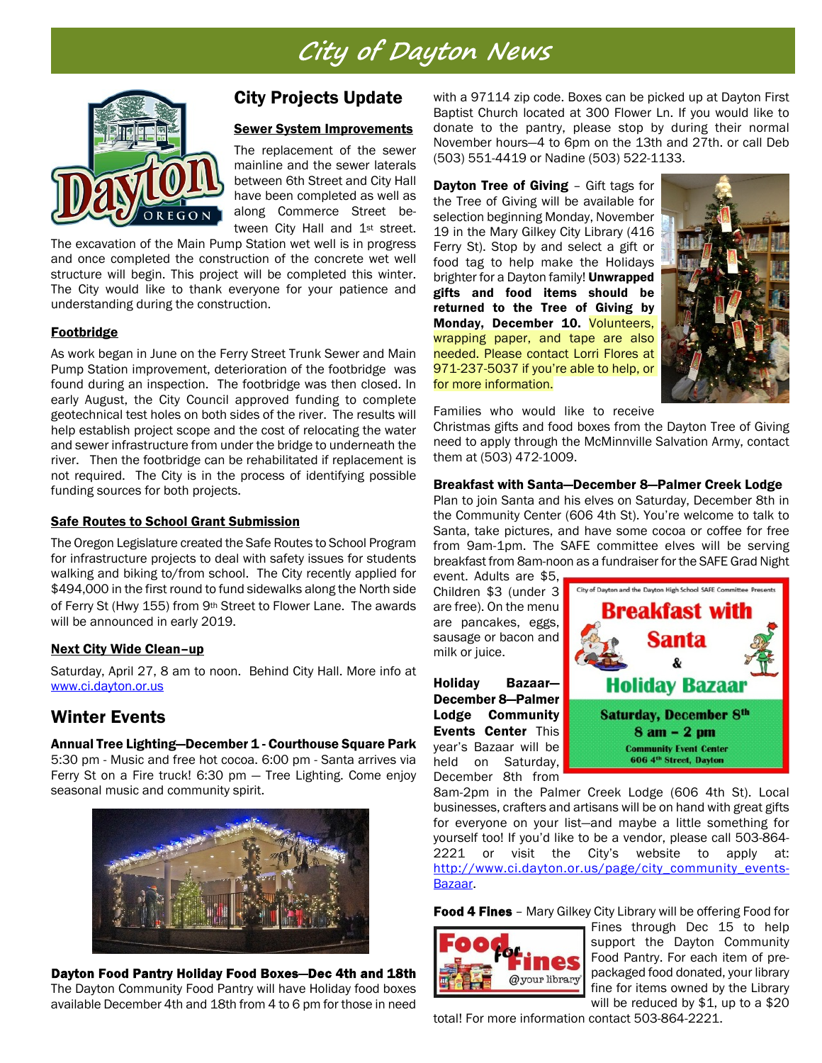# City of Dayton News

## City Projects Update

### Sewer System Improvements

The replacement of the sewer mainline and the sewer laterals between 6th Street and City Hall have been completed as well as along Commerce Street between City Hall and 1st street. The excavation of the Main Pump Station wet well is in progress and once completed the construction of the concrete wet well structure will begin. This project will be completed this winter. The City would like to thank everyone for your patience and understanding during the construction.

### Footbridge

As work began in June on the Ferry Street Trunk Sewer and Main Pump Station improvement, deterioration of the footbridge was found during an inspection. The footbridge was then closed. In early August, the City Council approved funding to complete geotechnical test holes on both sides of the river. The results will help establish project scope and the cost of relocating the water and sewer infrastructure from under the bridge to underneath the river. Then the footbridge can be rehabilitated if replacement is not required. The City is in the process of identifying possible funding sources for both projects.

### Safe Routes to School Grant Submission

The Oregon Legislature created the Safe Routes to School Program for infrastructure projects to deal with safety issues for students walking and biking to/from school. The City recently applied for $494,000 in the first round to fund sidewalks along the North side of Ferry St (Hwy 155) from 9th Street to Flower Lane. The awards will be announced in early 2019.

### Next City Wide Clean–up

Saturday, April 27, 8 am to noon. Behind City Hall. More info at www.ci.dayton.or.us

## Winter Events

**Annual Tree Lighting—December 1 - Courthouse Square Park**
5:30 pm - Music and free hot cocoa. 6:00 pm - Santa arrives via Ferry St on a Fire truck! 6:30 pm — Tree Lighting. Come enjoy seasonal music and community spirit.

**Dayton Food Pantry Holiday Food Boxes—Dec 4th and 18th**
The Dayton Community Food Pantry will have Holiday food boxes available December 4th and 18th from 4 to 6 pm for those in need with a 97114 zip code. Boxes can be picked up at Dayton First Baptist Church located at 300 Flower Ln. If you would like to donate to the pantry, please stop by during their normal November hours—4 to 6pm on the 13th and 27th. or call Deb (503) 551-4419 or Nadine (503) 522-1133.

**Dayton Tree of Giving** – Gift tags for the Tree of Giving will be available for selection beginning Monday, November 19 in the Mary Gilkey City Library (416 Ferry St). Stop by and select a gift or food tag to help make the Holidays brighter for a Dayton family! **Unwrapped gifts and food items should be returned to the Tree of Giving by Monday, December 10.** Volunteers, wrapping paper, and tape are also needed. Please contact Lorri Flores at 971-237-5037 if you're able to help, or for more information.

Families who would like to receive Christmas gifts and food boxes from the Dayton Tree of Giving need to apply through the McMinnville Salvation Army, contact them at (503) 472-1009.

**Breakfast with Santa—December 8—Palmer Creek Lodge**
Plan to join Santa and his elves on Saturday, December 8th in the Community Center (606 4th St). You're welcome to talk to Santa, take pictures, and have some cocoa or coffee for free from 9am-1pm. The SAFE committee elves will be serving breakfast from 8am-noon as a fundraiser for the SAFE Grad Night event. Adults are $5, Children $3 (under 3 are free). On the menu are pancakes, eggs, sausage or bacon and milk or juice.

City of Dayton and the Dayton High School SAFE Committee Presents
**Breakfast with Santa & Holiday Bazaar**
**Saturday, December 8th**
**8 am – 2 pm**
**Community Event Center**
**606 4th Street, Dayton**

**Holiday Bazaar—December 8—Palmer Lodge Community Events Center** This year's Bazaar will be held on Saturday, December 8th from 8am-2pm in the Palmer Creek Lodge (606 4th St). Local businesses, crafters and artisans will be on hand with great gifts for everyone on your list—and maybe a little something for yourself too! If you'd like to be a vendor, please call 503-864-2221 or visit the City's website to apply at: http://www.ci.dayton.or.us/page/city_community_events-Bazaar.

**Food 4 Fines** – Mary Gilkey City Library will be offering Food for Fines through Dec 15 to help support the Dayton Community Food Pantry. For each item of pre-packaged food donated, your library fine for items owned by the Library will be reduced by $1, up to a $20 total! For more information contact 503-864-2221.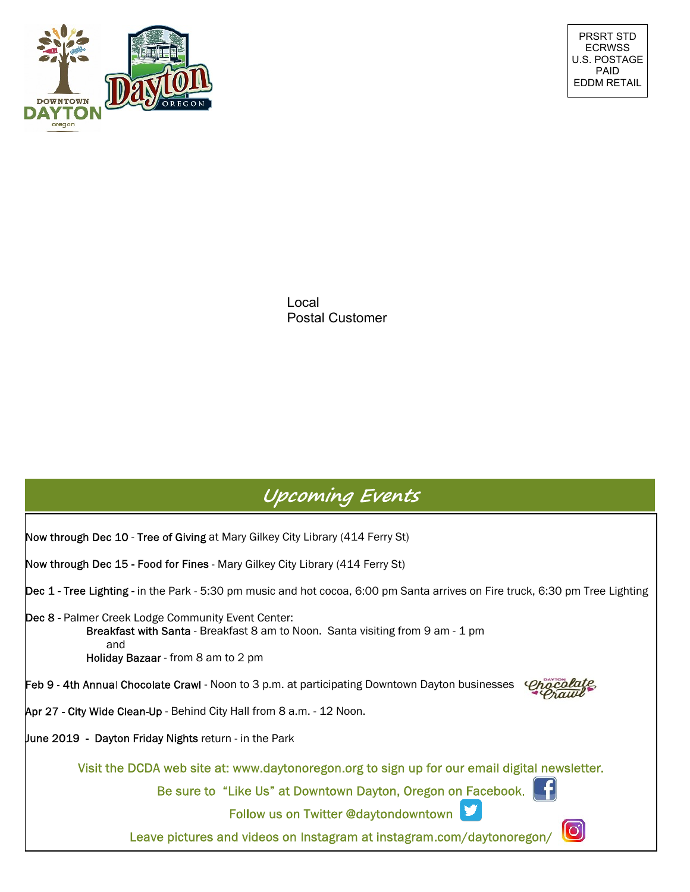PRSRT STD
ECRWSS
U.S. POSTAGE
PAID
EDDM RETAIL

Local
Postal Customer

## Upcoming Events

**Now through Dec 10** - **Tree of Giving** at Mary Gilkey City Library (414 Ferry St)

**Now through Dec 15 - Food for Fines** - Mary Gilkey City Library (414 Ferry St)

**Dec 1 - Tree Lighting -** in the Park - 5:30 pm music and hot cocoa, 6:00 pm Santa arrives on Fire truck, 6:30 pm Tree Lighting

**Dec 8 -** Palmer Creek Lodge Community Event Center:
**Breakfast with Santa** - Breakfast 8 am to Noon. Santa visiting from 9 am - 1 pm
and
**Holiday Bazaar** - from 8 am to 2 pm

**Feb 9 - 4th Annual Chocolate Crawl** - Noon to 3 p.m. at participating Downtown Dayton businesses

**Apr 27 - City Wide Clean-Up** - Behind City Hall from 8 a.m. - 12 Noon.

**June 2019 - Dayton Friday Nights** return - in the Park

Visit the DCDA web site at: www.daytonoregon.org to sign up for our email digital newsletter.

Be sure to "Like Us" at Downtown Dayton, Oregon on Facebook.

Follow us on Twitter @daytondowntown

Leave pictures and videos on Instagram at instagram.com/daytonoregon/